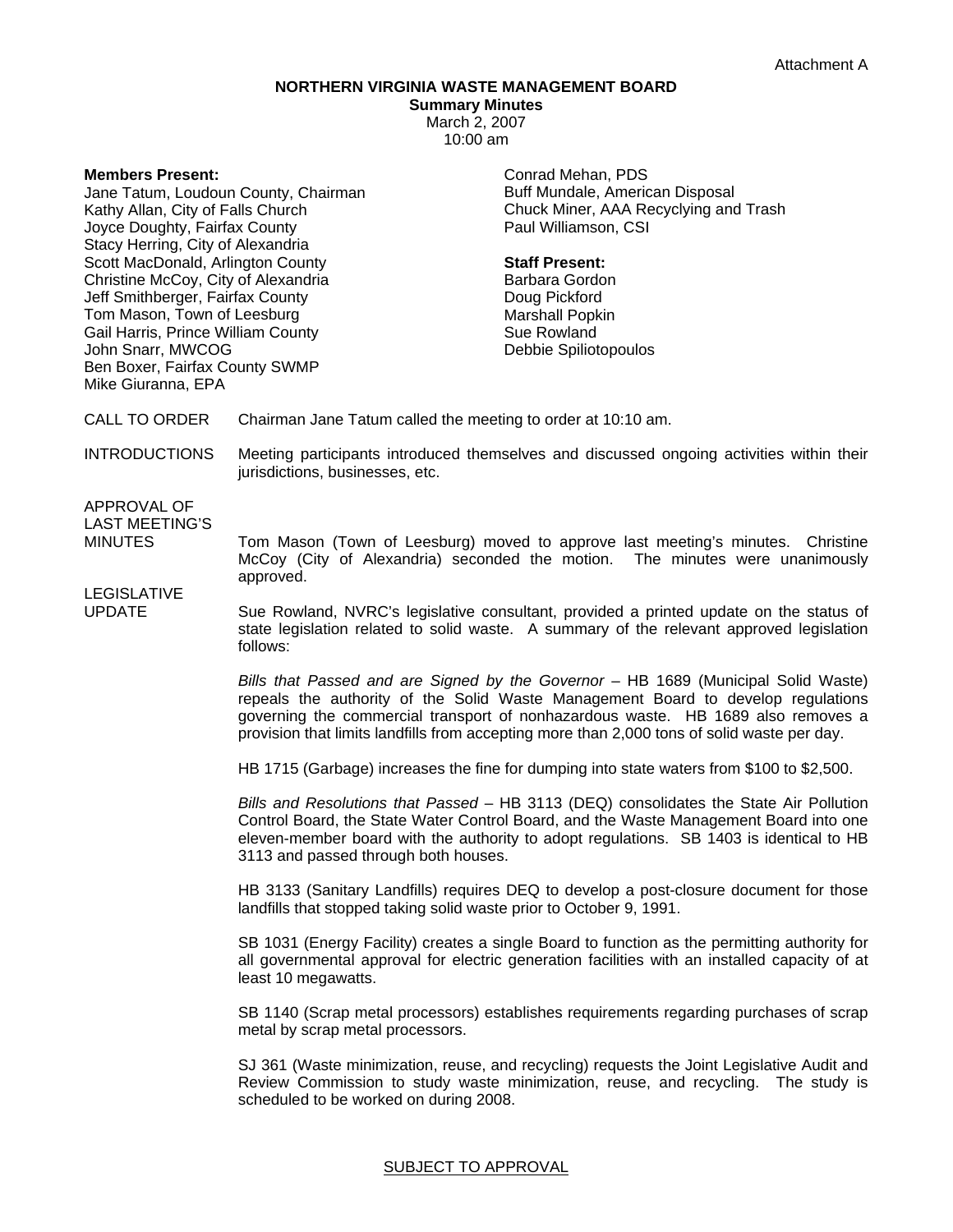Attachment A

# NORTHERN VIRGINIA WASTE MANAGEMENT BOARD

**Summary Minutes**

March 2, 2007

10:00 am

**Members Present:**

Jane Tatum, Loudoun County, Chairman
Kathy Allan, City of Falls Church
Joyce Doughty, Fairfax County
Stacy Herring, City of Alexandria
Scott MacDonald, Arlington County
Christine McCoy, City of Alexandria
Jeff Smithberger, Fairfax County
Tom Mason, Town of Leesburg
Gail Harris, Prince William County
John Snarr, MWCOG
Ben Boxer, Fairfax County SWMP
Mike Giuranna, EPA
Conrad Mehan, PDS
Buff Mundale, American Disposal
Chuck Miner, AAA Recyclying and Trash
Paul Williamson, CSI

**Staff Present:**

Barbara Gordon
Doug Pickford
Marshall Popkin
Sue Rowland
Debbie Spiliotopoulos

CALL TO ORDER — Chairman Jane Tatum called the meeting to order at 10:10 am.

INTRODUCTIONS — Meeting participants introduced themselves and discussed ongoing activities within their jurisdictions, businesses, etc.

APPROVAL OF LAST MEETING'S MINUTES — Tom Mason (Town of Leesburg) moved to approve last meeting's minutes. Christine McCoy (City of Alexandria) seconded the motion. The minutes were unanimously approved.

LEGISLATIVE UPDATE — Sue Rowland, NVRC's legislative consultant, provided a printed update on the status of state legislation related to solid waste. A summary of the relevant approved legislation follows:

*Bills that Passed and are Signed by the Governor* – HB 1689 (Municipal Solid Waste) repeals the authority of the Solid Waste Management Board to develop regulations governing the commercial transport of nonhazardous waste. HB 1689 also removes a provision that limits landfills from accepting more than 2,000 tons of solid waste per day.

HB 1715 (Garbage) increases the fine for dumping into state waters from $100 to $2,500.

*Bills and Resolutions that Passed* – HB 3113 (DEQ) consolidates the State Air Pollution Control Board, the State Water Control Board, and the Waste Management Board into one eleven-member board with the authority to adopt regulations. SB 1403 is identical to HB 3113 and passed through both houses.

HB 3133 (Sanitary Landfills) requires DEQ to develop a post-closure document for those landfills that stopped taking solid waste prior to October 9, 1991.

SB 1031 (Energy Facility) creates a single Board to function as the permitting authority for all governmental approval for electric generation facilities with an installed capacity of at least 10 megawatts.

SB 1140 (Scrap metal processors) establishes requirements regarding purchases of scrap metal by scrap metal processors.

SJ 361 (Waste minimization, reuse, and recycling) requests the Joint Legislative Audit and Review Commission to study waste minimization, reuse, and recycling. The study is scheduled to be worked on during 2008.

SUBJECT TO APPROVAL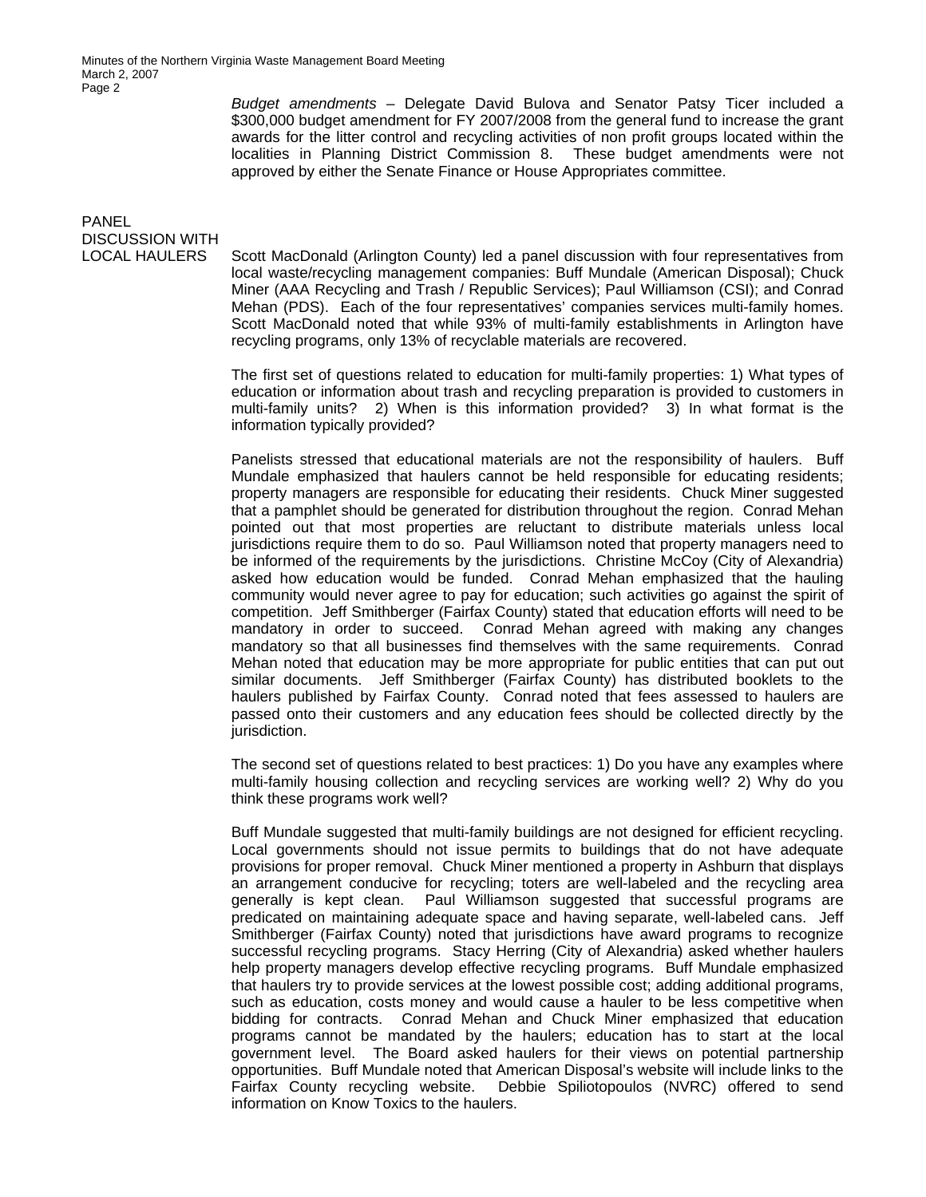*Budget amendments* – Delegate David Bulova and Senator Patsy Ticer included a $300,000 budget amendment for FY 2007/2008 from the general fund to increase the grant awards for the litter control and recycling activities of non profit groups located within the localities in Planning District Commission 8. These budget amendments were not approved by either the Senate Finance or House Appropriates committee.

## PANEL DISCUSSION WITH LOCAL HAULERS

Scott MacDonald (Arlington County) led a panel discussion with four representatives from local waste/recycling management companies: Buff Mundale (American Disposal); Chuck Miner (AAA Recycling and Trash / Republic Services); Paul Williamson (CSI); and Conrad Mehan (PDS). Each of the four representatives' companies services multi-family homes. Scott MacDonald noted that while 93% of multi-family establishments in Arlington have recycling programs, only 13% of recyclable materials are recovered.

The first set of questions related to education for multi-family properties: 1) What types of education or information about trash and recycling preparation is provided to customers in multi-family units? 2) When is this information provided? 3) In what format is the information typically provided?

Panelists stressed that educational materials are not the responsibility of haulers. Buff Mundale emphasized that haulers cannot be held responsible for educating residents; property managers are responsible for educating their residents. Chuck Miner suggested that a pamphlet should be generated for distribution throughout the region. Conrad Mehan pointed out that most properties are reluctant to distribute materials unless local jurisdictions require them to do so. Paul Williamson noted that property managers need to be informed of the requirements by the jurisdictions. Christine McCoy (City of Alexandria) asked how education would be funded. Conrad Mehan emphasized that the hauling community would never agree to pay for education; such activities go against the spirit of competition. Jeff Smithberger (Fairfax County) stated that education efforts will need to be mandatory in order to succeed. Conrad Mehan agreed with making any changes mandatory so that all businesses find themselves with the same requirements. Conrad Mehan noted that education may be more appropriate for public entities that can put out similar documents. Jeff Smithberger (Fairfax County) has distributed booklets to the haulers published by Fairfax County. Conrad noted that fees assessed to haulers are passed onto their customers and any education fees should be collected directly by the jurisdiction.

The second set of questions related to best practices: 1) Do you have any examples where multi-family housing collection and recycling services are working well? 2) Why do you think these programs work well?

Buff Mundale suggested that multi-family buildings are not designed for efficient recycling. Local governments should not issue permits to buildings that do not have adequate provisions for proper removal. Chuck Miner mentioned a property in Ashburn that displays an arrangement conducive for recycling; toters are well-labeled and the recycling area generally is kept clean. Paul Williamson suggested that successful programs are predicated on maintaining adequate space and having separate, well-labeled cans. Jeff Smithberger (Fairfax County) noted that jurisdictions have award programs to recognize successful recycling programs. Stacy Herring (City of Alexandria) asked whether haulers help property managers develop effective recycling programs. Buff Mundale emphasized that haulers try to provide services at the lowest possible cost; adding additional programs, such as education, costs money and would cause a hauler to be less competitive when bidding for contracts. Conrad Mehan and Chuck Miner emphasized that education programs cannot be mandated by the haulers; education has to start at the local government level. The Board asked haulers for their views on potential partnership opportunities. Buff Mundale noted that American Disposal's website will include links to the Fairfax County recycling website. Debbie Spiliotopoulos (NVRC) offered to send information on Know Toxics to the haulers.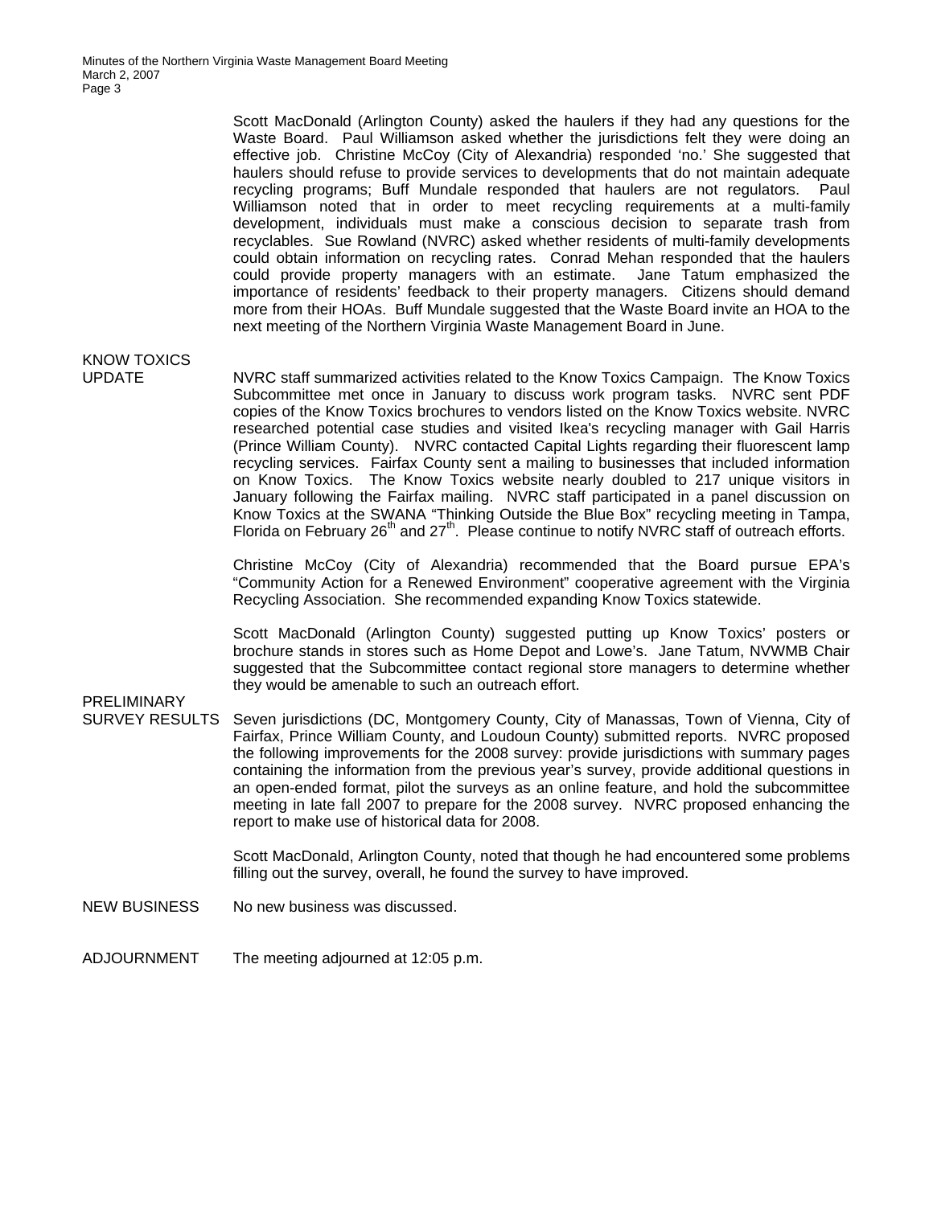Scott MacDonald (Arlington County) asked the haulers if they had any questions for the Waste Board. Paul Williamson asked whether the jurisdictions felt they were doing an effective job. Christine McCoy (City of Alexandria) responded 'no.' She suggested that haulers should refuse to provide services to developments that do not maintain adequate recycling programs; Buff Mundale responded that haulers are not regulators. Paul Williamson noted that in order to meet recycling requirements at a multi-family development, individuals must make a conscious decision to separate trash from recyclables. Sue Rowland (NVRC) asked whether residents of multi-family developments could obtain information on recycling rates. Conrad Mehan responded that the haulers could provide property managers with an estimate. Jane Tatum emphasized the importance of residents' feedback to their property managers. Citizens should demand more from their HOAs. Buff Mundale suggested that the Waste Board invite an HOA to the next meeting of the Northern Virginia Waste Management Board in June.

**KNOW TOXICS UPDATE**

NVRC staff summarized activities related to the Know Toxics Campaign. The Know Toxics Subcommittee met once in January to discuss work program tasks. NVRC sent PDF copies of the Know Toxics brochures to vendors listed on the Know Toxics website. NVRC researched potential case studies and visited Ikea's recycling manager with Gail Harris (Prince William County). NVRC contacted Capital Lights regarding their fluorescent lamp recycling services. Fairfax County sent a mailing to businesses that included information on Know Toxics. The Know Toxics website nearly doubled to 217 unique visitors in January following the Fairfax mailing. NVRC staff participated in a panel discussion on Know Toxics at the SWANA "Thinking Outside the Blue Box" recycling meeting in Tampa, Florida on February 26th and 27th. Please continue to notify NVRC staff of outreach efforts.

Christine McCoy (City of Alexandria) recommended that the Board pursue EPA's "Community Action for a Renewed Environment" cooperative agreement with the Virginia Recycling Association. She recommended expanding Know Toxics statewide.

Scott MacDonald (Arlington County) suggested putting up Know Toxics' posters or brochure stands in stores such as Home Depot and Lowe's. Jane Tatum, NVWMB Chair suggested that the Subcommittee contact regional store managers to determine whether they would be amenable to such an outreach effort.

**PRELIMINARY SURVEY RESULTS**

Seven jurisdictions (DC, Montgomery County, City of Manassas, Town of Vienna, City of Fairfax, Prince William County, and Loudoun County) submitted reports. NVRC proposed the following improvements for the 2008 survey: provide jurisdictions with summary pages containing the information from the previous year's survey, provide additional questions in an open-ended format, pilot the surveys as an online feature, and hold the subcommittee meeting in late fall 2007 to prepare for the 2008 survey. NVRC proposed enhancing the report to make use of historical data for 2008.

Scott MacDonald, Arlington County, noted that though he had encountered some problems filling out the survey, overall, he found the survey to have improved.

**NEW BUSINESS**

No new business was discussed.

**ADJOURNMENT**

The meeting adjourned at 12:05 p.m.